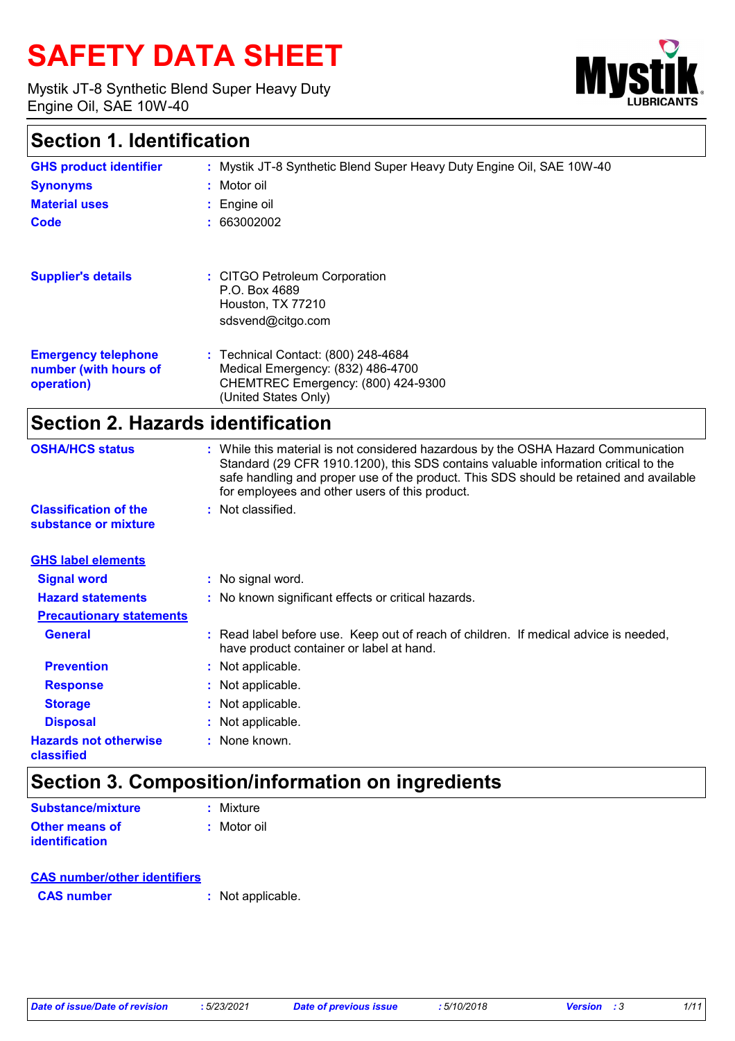# SAFETY DATA SHEET

Mystik JT-8 Synthetic Blend Super Heavy Duty Engine Oil, SAE 10W-40

## Section 1. Identification

**GHS product identifier** : Mystik JT-8 Synthetic Blend Super Heavy Duty Engine Oil, SAE 10W-40

**Synonyms** : Motor oil

**Material uses** : Engine oil

**Code** : 663002002

**Supplier's details** : CITGO Petroleum Corporation
P.O. Box 4689
Houston, TX 77210
sdsvend@citgo.com

**Emergency telephone number (with hours of operation)** : Technical Contact: (800) 248-4684
Medical Emergency: (832) 486-4700
CHEMTREC Emergency: (800) 424-9300
(United States Only)

## Section 2. Hazards identification

**OSHA/HCS status** : While this material is not considered hazardous by the OSHA Hazard Communication Standard (29 CFR 1910.1200), this SDS contains valuable information critical to the safe handling and proper use of the product. This SDS should be retained and available for employees and other users of this product.

**Classification of the substance or mixture** : Not classified.

**GHS label elements**

**Signal word** : No signal word.

**Hazard statements** : No known significant effects or critical hazards.

**Precautionary statements**

**General** : Read label before use. Keep out of reach of children. If medical advice is needed, have product container or label at hand.

**Prevention** : Not applicable.

**Response** : Not applicable.

**Storage** : Not applicable.

**Disposal** : Not applicable.

**Hazards not otherwise classified** : None known.

## Section 3. Composition/information on ingredients

**Substance/mixture** : Mixture

**Other means of identification** : Motor oil

**CAS number/other identifiers**

**CAS number** : Not applicable.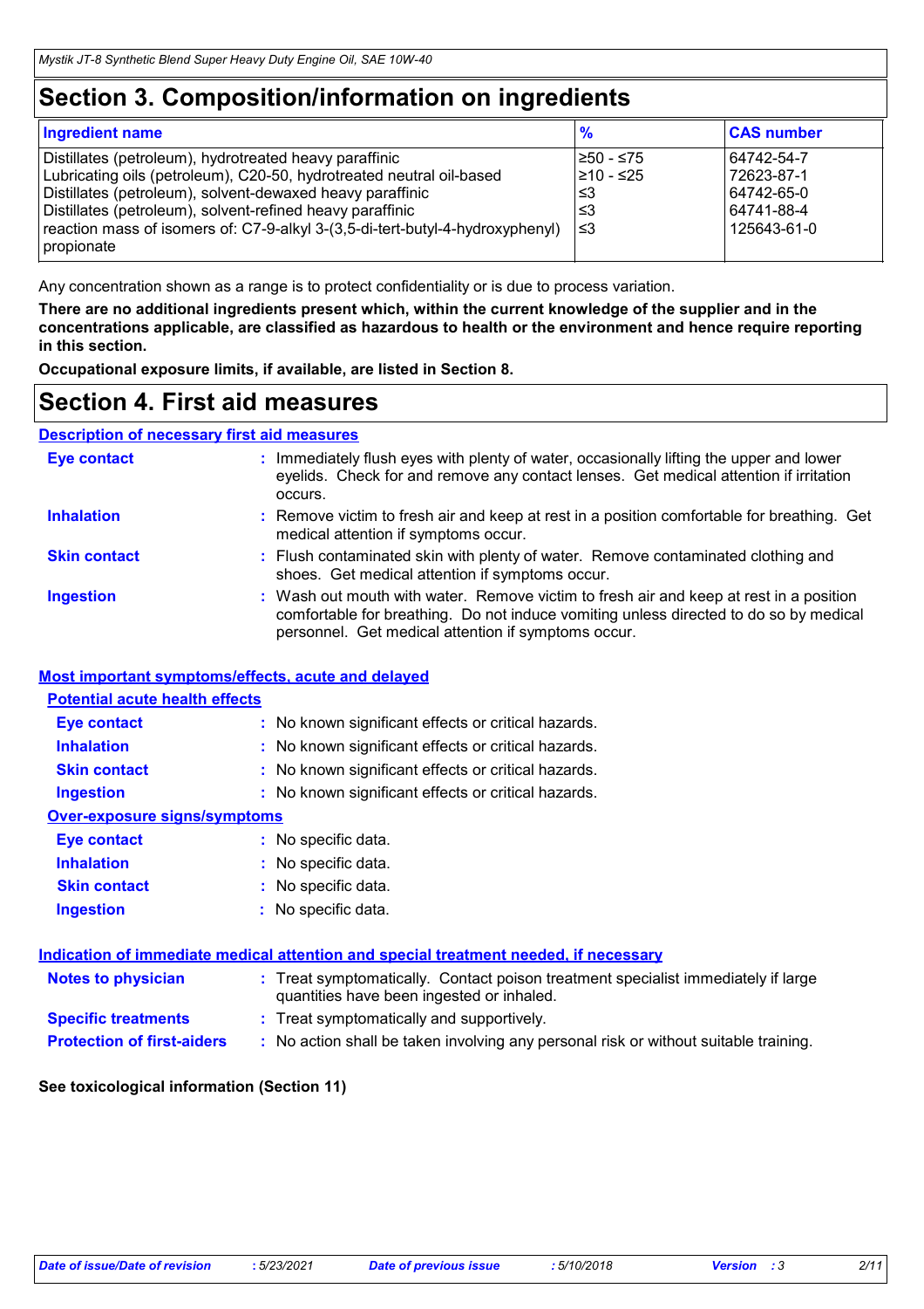## Section 3. Composition/information on ingredients

| Ingredient name | % | CAS number |
|---|---|---|
| Distillates (petroleum), hydrotreated heavy paraffinic | ≥50 - ≤75 | 64742-54-7 |
| Lubricating oils (petroleum), C20-50, hydrotreated neutral oil-based | ≥10 - ≤25 | 72623-87-1 |
| Distillates (petroleum), solvent-dewaxed heavy paraffinic | ≤3 | 64742-65-0 |
| Distillates (petroleum), solvent-refined heavy paraffinic | ≤3 | 64741-88-4 |
| reaction mass of isomers of: C7-9-alkyl 3-(3,5-di-tert-butyl-4-hydroxyphenyl) propionate | ≤3 | 125643-61-0 |

Any concentration shown as a range is to protect confidentiality or is due to process variation.

**There are no additional ingredients present which, within the current knowledge of the supplier and in the concentrations applicable, are classified as hazardous to health or the environment and hence require reporting in this section.**

**Occupational exposure limits, if available, are listed in Section 8.**

## Section 4. First aid measures

### Description of necessary first aid measures

**Eye contact** : Immediately flush eyes with plenty of water, occasionally lifting the upper and lower eyelids. Check for and remove any contact lenses. Get medical attention if irritation occurs.

**Inhalation** : Remove victim to fresh air and keep at rest in a position comfortable for breathing. Get medical attention if symptoms occur.

**Skin contact** : Flush contaminated skin with plenty of water. Remove contaminated clothing and shoes. Get medical attention if symptoms occur.

**Ingestion** : Wash out mouth with water. Remove victim to fresh air and keep at rest in a position comfortable for breathing. Do not induce vomiting unless directed to do so by medical personnel. Get medical attention if symptoms occur.

### Most important symptoms/effects, acute and delayed

**Potential acute health effects**

**Eye contact** : No known significant effects or critical hazards.

**Inhalation** : No known significant effects or critical hazards.

**Skin contact** : No known significant effects or critical hazards.

**Ingestion** : No known significant effects or critical hazards.

**Over-exposure signs/symptoms**

**Eye contact** : No specific data.

**Inhalation** : No specific data.

**Skin contact** : No specific data.

**Ingestion** : No specific data.

### Indication of immediate medical attention and special treatment needed, if necessary

**Notes to physician** : Treat symptomatically. Contact poison treatment specialist immediately if large quantities have been ingested or inhaled.

**Specific treatments** : Treat symptomatically and supportively.

**Protection of first-aiders** : No action shall be taken involving any personal risk or without suitable training.

**See toxicological information (Section 11)**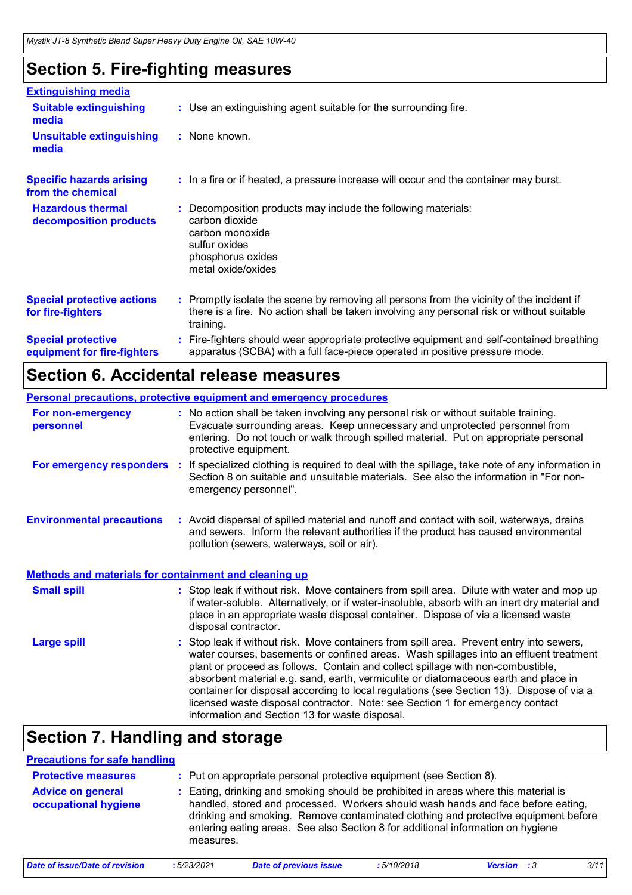## Section 5. Fire-fighting measures

### Extinguishing media

**Suitable extinguishing media** : Use an extinguishing agent suitable for the surrounding fire.

**Unsuitable extinguishing media** : None known.

**Specific hazards arising from the chemical** : In a fire or if heated, a pressure increase will occur and the container may burst.

**Hazardous thermal decomposition products** : Decomposition products may include the following materials:
carbon dioxide
carbon monoxide
sulfur oxides
phosphorus oxides
metal oxide/oxides

**Special protective actions for fire-fighters** : Promptly isolate the scene by removing all persons from the vicinity of the incident if there is a fire. No action shall be taken involving any personal risk or without suitable training.

**Special protective equipment for fire-fighters** : Fire-fighters should wear appropriate protective equipment and self-contained breathing apparatus (SCBA) with a full face-piece operated in positive pressure mode.

## Section 6. Accidental release measures

### Personal precautions, protective equipment and emergency procedures

**For non-emergency personnel** : No action shall be taken involving any personal risk or without suitable training. Evacuate surrounding areas. Keep unnecessary and unprotected personnel from entering. Do not touch or walk through spilled material. Put on appropriate personal protective equipment.

**For emergency responders** : If specialized clothing is required to deal with the spillage, take note of any information in Section 8 on suitable and unsuitable materials. See also the information in "For non-emergency personnel".

**Environmental precautions** : Avoid dispersal of spilled material and runoff and contact with soil, waterways, drains and sewers. Inform the relevant authorities if the product has caused environmental pollution (sewers, waterways, soil or air).

### Methods and materials for containment and cleaning up

**Small spill** : Stop leak if without risk. Move containers from spill area. Dilute with water and mop up if water-soluble. Alternatively, or if water-insoluble, absorb with an inert dry material and place in an appropriate waste disposal container. Dispose of via a licensed waste disposal contractor.

**Large spill** : Stop leak if without risk. Move containers from spill area. Prevent entry into sewers, water courses, basements or confined areas. Wash spillages into an effluent treatment plant or proceed as follows. Contain and collect spillage with non-combustible, absorbent material e.g. sand, earth, vermiculite or diatomaceous earth and place in container for disposal according to local regulations (see Section 13). Dispose of via a licensed waste disposal contractor. Note: see Section 1 for emergency contact information and Section 13 for waste disposal.

## Section 7. Handling and storage

### Precautions for safe handling

**Protective measures** : Put on appropriate personal protective equipment (see Section 8).

**Advice on general occupational hygiene** : Eating, drinking and smoking should be prohibited in areas where this material is handled, stored and processed. Workers should wash hands and face before eating, drinking and smoking. Remove contaminated clothing and protective equipment before entering eating areas. See also Section 8 for additional information on hygiene measures.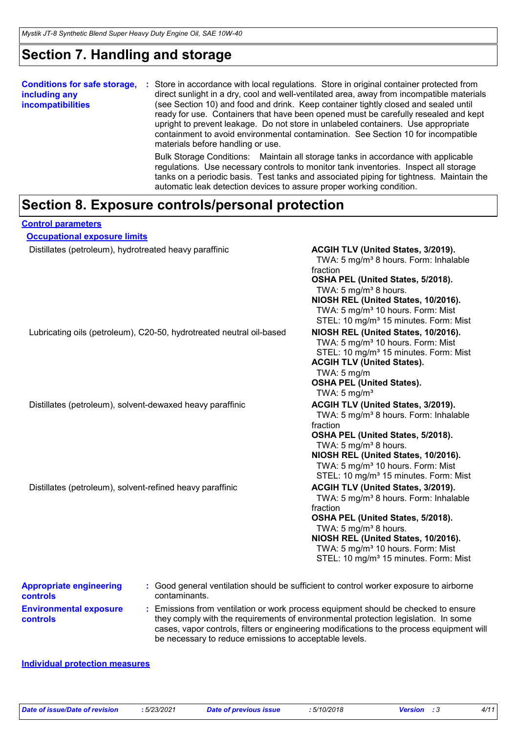# Section 7. Handling and storage

**Conditions for safe storage, including any incompatibilities** : Store in accordance with local regulations. Store in original container protected from direct sunlight in a dry, cool and well-ventilated area, away from incompatible materials (see Section 10) and food and drink. Keep container tightly closed and sealed until ready for use. Containers that have been opened must be carefully resealed and kept upright to prevent leakage. Do not store in unlabeled containers. Use appropriate containment to avoid environmental contamination. See Section 10 for incompatible materials before handling or use.

Bulk Storage Conditions: Maintain all storage tanks in accordance with applicable regulations. Use necessary controls to monitor tank inventories. Inspect all storage tanks on a periodic basis. Test tanks and associated piping for tightness. Maintain the automatic leak detection devices to assure proper working condition.

# Section 8. Exposure controls/personal protection

## Control parameters

### Occupational exposure limits

| Ingredient name | Exposure limits |
| --- | --- |
| Distillates (petroleum), hydrotreated heavy paraffinic | **ACGIH TLV (United States, 3/2019).**<br>TWA: 5 mg/m³ 8 hours. Form: Inhalable fraction<br>**OSHA PEL (United States, 5/2018).**<br>TWA: 5 mg/m³ 8 hours.<br>**NIOSH REL (United States, 10/2016).**<br>TWA: 5 mg/m³ 10 hours. Form: Mist<br>STEL: 10 mg/m³ 15 minutes. Form: Mist |
| Lubricating oils (petroleum), C20-50, hydrotreated neutral oil-based | **NIOSH REL (United States, 10/2016).**<br>TWA: 5 mg/m³ 10 hours. Form: Mist<br>STEL: 10 mg/m³ 15 minutes. Form: Mist<br>**ACGIH TLV (United States).**<br>TWA: 5 mg/m<br>**OSHA PEL (United States).**<br>TWA: 5 mg/m³ |
| Distillates (petroleum), solvent-dewaxed heavy paraffinic | **ACGIH TLV (United States, 3/2019).**<br>TWA: 5 mg/m³ 8 hours. Form: Inhalable fraction<br>**OSHA PEL (United States, 5/2018).**<br>TWA: 5 mg/m³ 8 hours.<br>**NIOSH REL (United States, 10/2016).**<br>TWA: 5 mg/m³ 10 hours. Form: Mist<br>STEL: 10 mg/m³ 15 minutes. Form: Mist |
| Distillates (petroleum), solvent-refined heavy paraffinic | **ACGIH TLV (United States, 3/2019).**<br>TWA: 5 mg/m³ 8 hours. Form: Inhalable fraction<br>**OSHA PEL (United States, 5/2018).**<br>TWA: 5 mg/m³ 8 hours.<br>**NIOSH REL (United States, 10/2016).**<br>TWA: 5 mg/m³ 10 hours. Form: Mist<br>STEL: 10 mg/m³ 15 minutes. Form: Mist |

**Appropriate engineering controls** : Good general ventilation should be sufficient to control worker exposure to airborne contaminants.

**Environmental exposure controls** : Emissions from ventilation or work process equipment should be checked to ensure they comply with the requirements of environmental protection legislation. In some cases, vapor controls, filters or engineering modifications to the process equipment will be necessary to reduce emissions to acceptable levels.

## Individual protection measures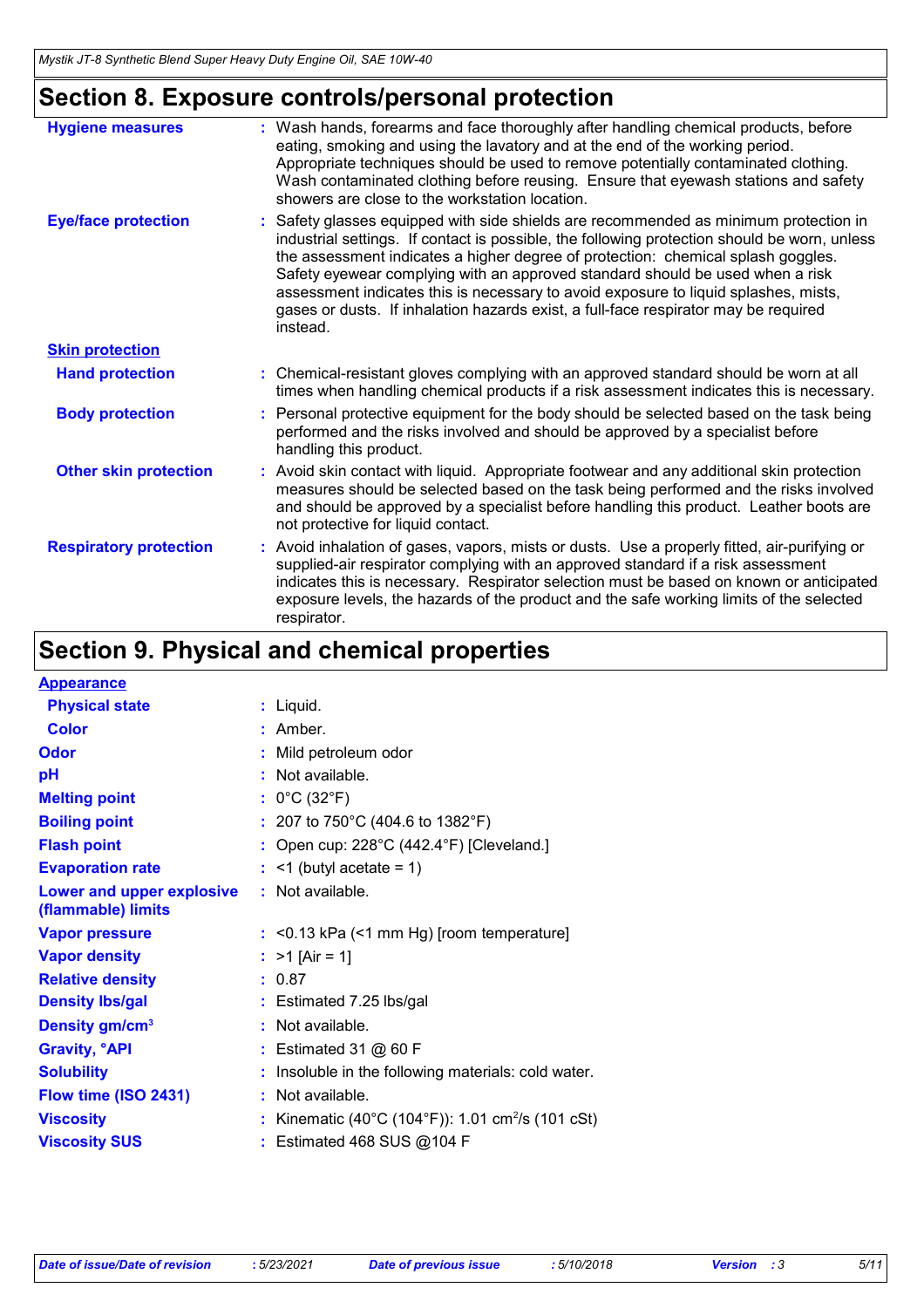## Section 8. Exposure controls/personal protection

**Hygiene measures** : Wash hands, forearms and face thoroughly after handling chemical products, before eating, smoking and using the lavatory and at the end of the working period. Appropriate techniques should be used to remove potentially contaminated clothing. Wash contaminated clothing before reusing. Ensure that eyewash stations and safety showers are close to the workstation location.

**Eye/face protection** : Safety glasses equipped with side shields are recommended as minimum protection in industrial settings. If contact is possible, the following protection should be worn, unless the assessment indicates a higher degree of protection: chemical splash goggles. Safety eyewear complying with an approved standard should be used when a risk assessment indicates this is necessary to avoid exposure to liquid splashes, mists, gases or dusts. If inhalation hazards exist, a full-face respirator may be required instead.

**Skin protection**

**Hand protection** : Chemical-resistant gloves complying with an approved standard should be worn at all times when handling chemical products if a risk assessment indicates this is necessary.

**Body protection** : Personal protective equipment for the body should be selected based on the task being performed and the risks involved and should be approved by a specialist before handling this product.

**Other skin protection** : Avoid skin contact with liquid. Appropriate footwear and any additional skin protection measures should be selected based on the task being performed and the risks involved and should be approved by a specialist before handling this product. Leather boots are not protective for liquid contact.

**Respiratory protection** : Avoid inhalation of gases, vapors, mists or dusts. Use a properly fitted, air-purifying or supplied-air respirator complying with an approved standard if a risk assessment indicates this is necessary. Respirator selection must be based on known or anticipated exposure levels, the hazards of the product and the safe working limits of the selected respirator.

## Section 9. Physical and chemical properties

**Appearance**

**Physical state** : Liquid.

**Color** : Amber.

**Odor** : Mild petroleum odor

**pH** : Not available.

**Melting point** : 0°C (32°F)

**Boiling point** : 207 to 750°C (404.6 to 1382°F)

**Flash point** : Open cup: 228°C (442.4°F) [Cleveland.]

**Evaporation rate** : <1 (butyl acetate = 1)

**Lower and upper explosive (flammable) limits** : Not available.

**Vapor pressure** : <0.13 kPa (<1 mm Hg) [room temperature]

**Vapor density** : >1 [Air = 1]

**Relative density** : 0.87

**Density lbs/gal** : Estimated 7.25 lbs/gal

**Density gm/cm$^3$** : Not available.

**Gravity, °API** : Estimated 31 @ 60 F

**Solubility** : Insoluble in the following materials: cold water.

**Flow time (ISO 2431)** : Not available.

**Viscosity** : Kinematic (40°C (104°F)): 1.01 cm$^2$/s (101 cSt)

**Viscosity SUS** : Estimated 468 SUS @104 F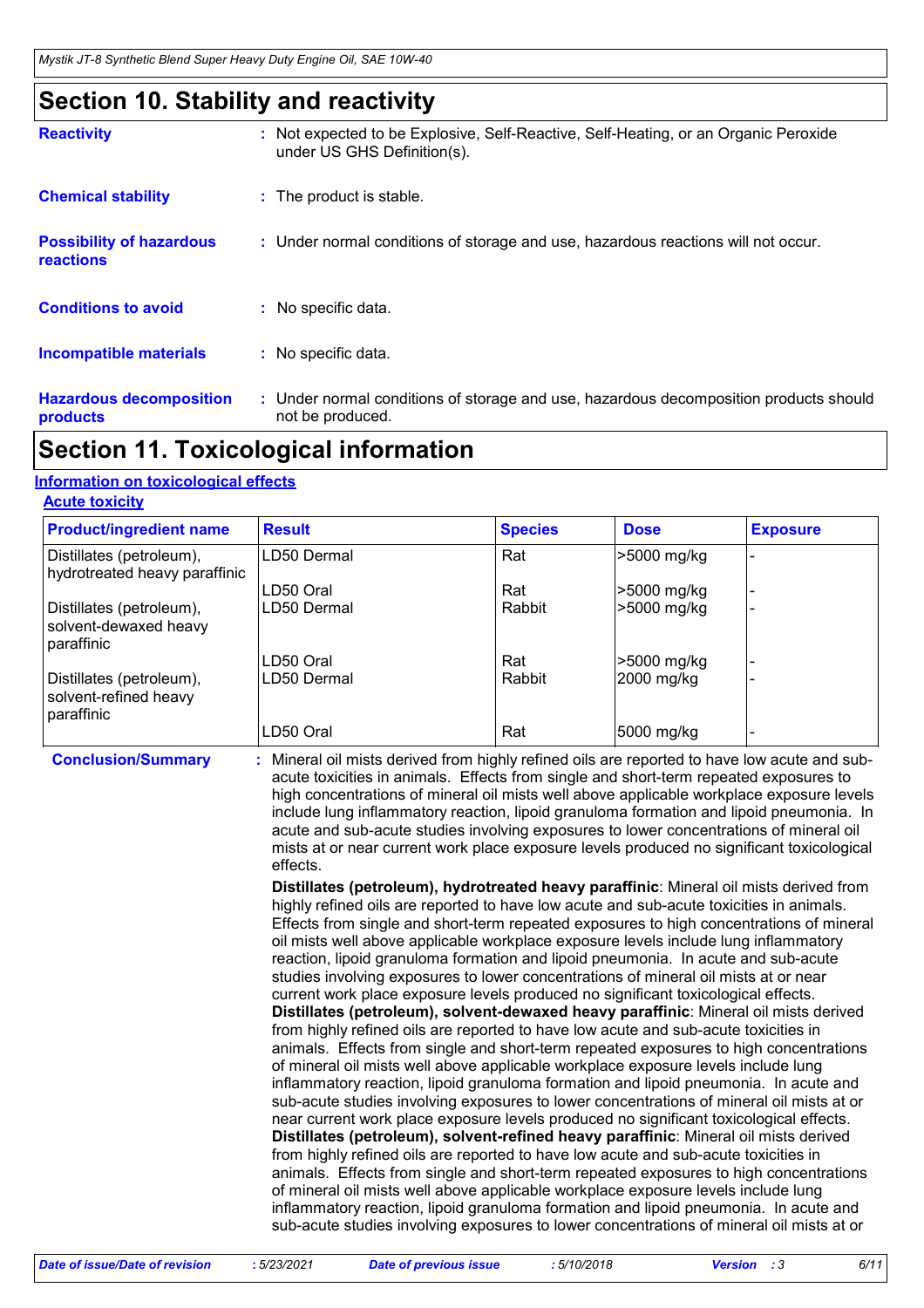## Section 10. Stability and reactivity

**Reactivity** : Not expected to be Explosive, Self-Reactive, Self-Heating, or an Organic Peroxide under US GHS Definition(s).

**Chemical stability** : The product is stable.

**Possibility of hazardous reactions** : Under normal conditions of storage and use, hazardous reactions will not occur.

**Conditions to avoid** : No specific data.

**Incompatible materials** : No specific data.

**Hazardous decomposition products** : Under normal conditions of storage and use, hazardous decomposition products should not be produced.

## Section 11. Toxicological information

### Information on toxicological effects

#### Acute toxicity

| Product/ingredient name | Result | Species | Dose | Exposure |
|---|---|---|---|---|
| Distillates (petroleum), hydrotreated heavy paraffinic | LD50 Dermal | Rat | >5000 mg/kg | - |
| | LD50 Oral | Rat | >5000 mg/kg | - |
| Distillates (petroleum), solvent-dewaxed heavy paraffinic | LD50 Dermal | Rabbit | >5000 mg/kg | - |
| | LD50 Oral | Rat | >5000 mg/kg | - |
| Distillates (petroleum), solvent-refined heavy paraffinic | LD50 Dermal | Rabbit | 2000 mg/kg | - |
| | LD50 Oral | Rat | 5000 mg/kg | - |

**Conclusion/Summary** : Mineral oil mists derived from highly refined oils are reported to have low acute and sub-acute toxicities in animals. Effects from single and short-term repeated exposures to high concentrations of mineral oil mists well above applicable workplace exposure levels include lung inflammatory reaction, lipoid granuloma formation and lipoid pneumonia. In acute and sub-acute studies involving exposures to lower concentrations of mineral oil mists at or near current work place exposure levels produced no significant toxicological effects.

**Distillates (petroleum), hydrotreated heavy paraffinic**: Mineral oil mists derived from highly refined oils are reported to have low acute and sub-acute toxicities in animals. Effects from single and short-term repeated exposures to high concentrations of mineral oil mists well above applicable workplace exposure levels include lung inflammatory reaction, lipoid granuloma formation and lipoid pneumonia. In acute and sub-acute studies involving exposures to lower concentrations of mineral oil mists at or near current work place exposure levels produced no significant toxicological effects.
**Distillates (petroleum), solvent-dewaxed heavy paraffinic**: Mineral oil mists derived from highly refined oils are reported to have low acute and sub-acute toxicities in animals. Effects from single and short-term repeated exposures to high concentrations of mineral oil mists well above applicable workplace exposure levels include lung inflammatory reaction, lipoid granuloma formation and lipoid pneumonia. In acute and sub-acute studies involving exposures to lower concentrations of mineral oil mists at or near current work place exposure levels produced no significant toxicological effects.
**Distillates (petroleum), solvent-refined heavy paraffinic**: Mineral oil mists derived from highly refined oils are reported to have low acute and sub-acute toxicities in animals. Effects from single and short-term repeated exposures to high concentrations of mineral oil mists well above applicable workplace exposure levels include lung inflammatory reaction, lipoid granuloma formation and lipoid pneumonia. In acute and sub-acute studies involving exposures to lower concentrations of mineral oil mists at or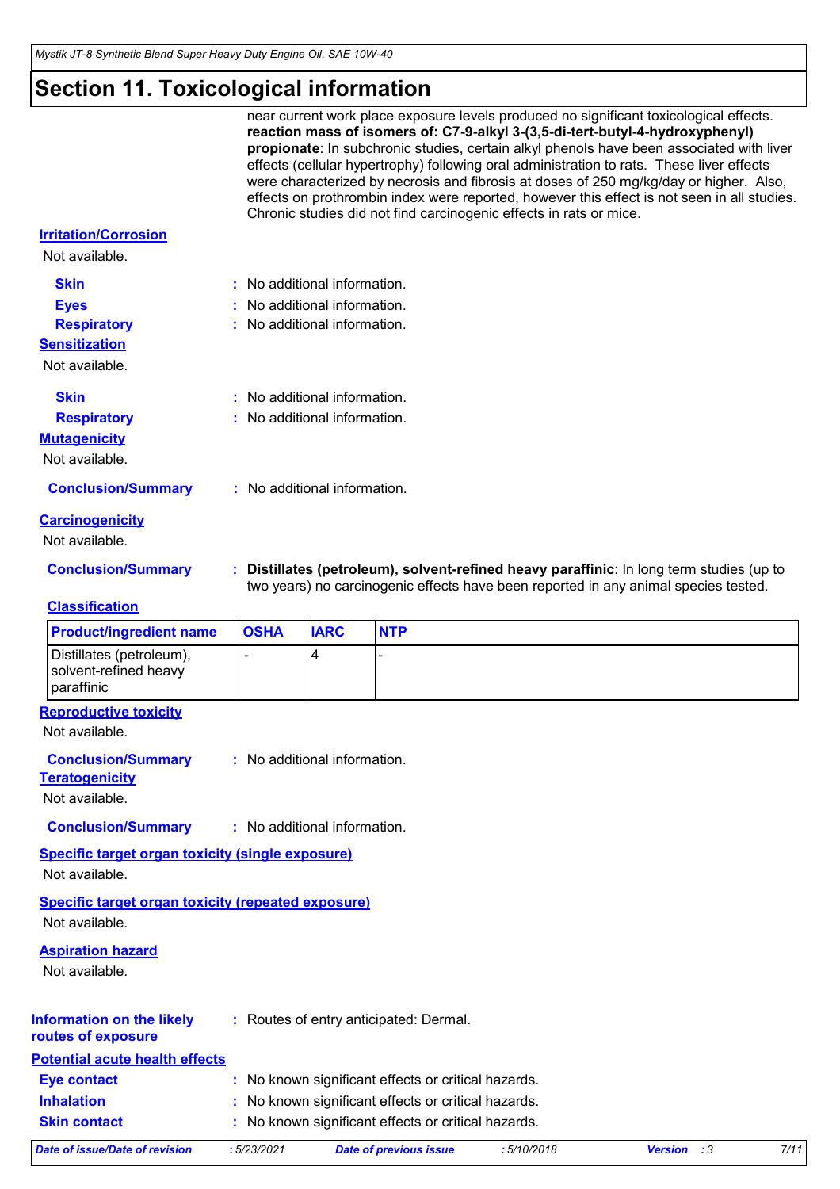# Section 11. Toxicological information

near current work place exposure levels produced no significant toxicological effects. **reaction mass of isomers of: C7-9-alkyl 3-(3,5-di-tert-butyl-4-hydroxyphenyl) propionate**: In subchronic studies, certain alkyl phenols have been associated with liver effects (cellular hypertrophy) following oral administration to rats. These liver effects were characterized by necrosis and fibrosis at doses of 250 mg/kg/day or higher. Also, effects on prothrombin index were reported, however this effect is not seen in all studies. Chronic studies did not find carcinogenic effects in rats or mice.

**Irritation/Corrosion**

Not available.

**Skin** : No additional information.

**Eyes** : No additional information.

**Respiratory** : No additional information.

**Sensitization**

Not available.

**Skin** : No additional information.

**Respiratory** : No additional information.

**Mutagenicity**

Not available.

**Conclusion/Summary** : No additional information.

**Carcinogenicity**

Not available.

**Conclusion/Summary** : **Distillates (petroleum), solvent-refined heavy paraffinic**: In long term studies (up to two years) no carcinogenic effects have been reported in any animal species tested.

**Classification**

| Product/ingredient name | OSHA | IARC | NTP |
|---|---|---|---|
| Distillates (petroleum), solvent-refined heavy paraffinic | - | 4 | - |

**Reproductive toxicity**

Not available.

**Conclusion/Summary** : No additional information.

**Teratogenicity**

Not available.

**Conclusion/Summary** : No additional information.

**Specific target organ toxicity (single exposure)**

Not available.

**Specific target organ toxicity (repeated exposure)**

Not available.

**Aspiration hazard**

Not available.

**Information on the likely routes of exposure** : Routes of entry anticipated: Dermal.

**Potential acute health effects**

**Eye contact** : No known significant effects or critical hazards.

**Inhalation** : No known significant effects or critical hazards.

**Skin contact** : No known significant effects or critical hazards.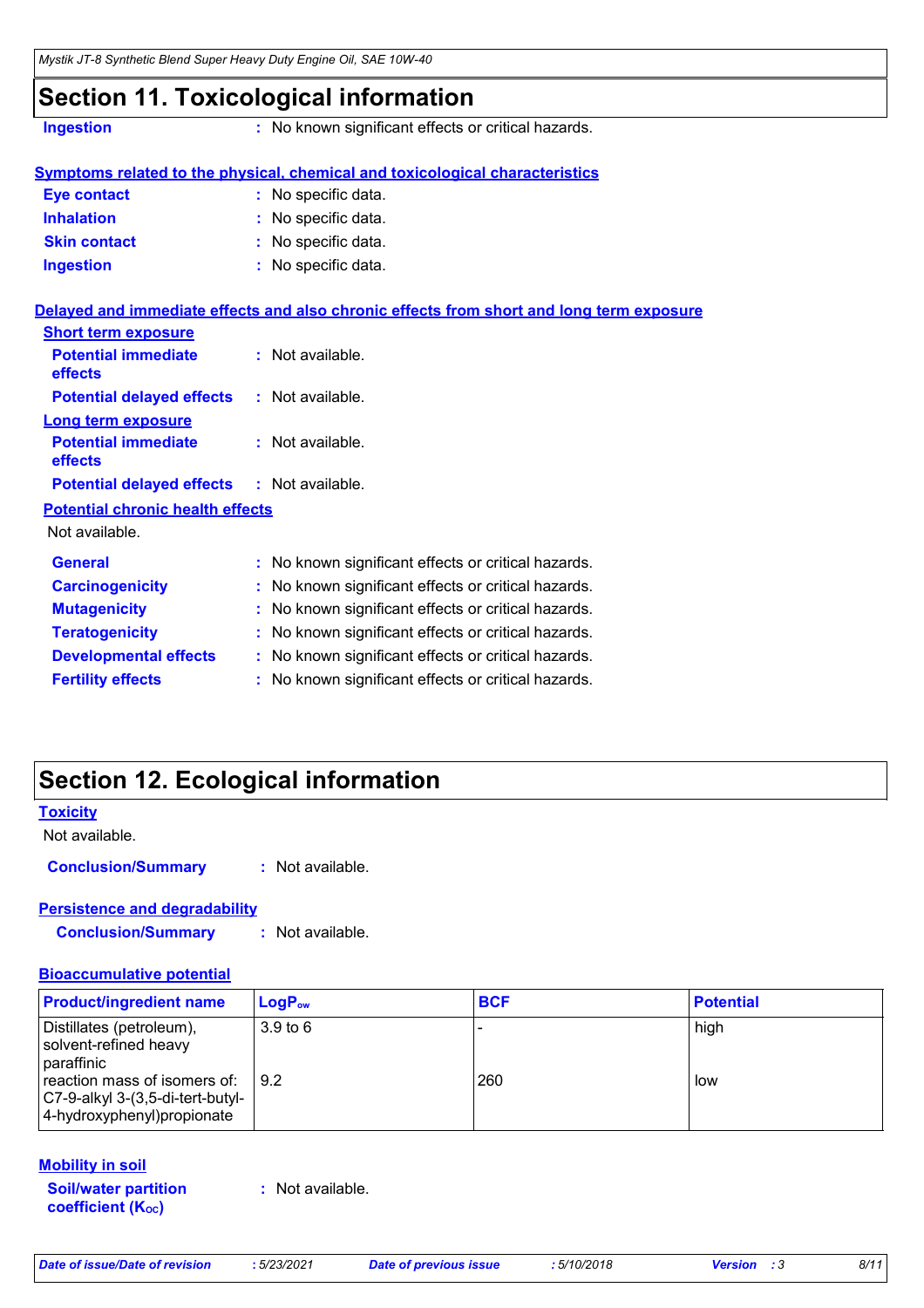## Section 11. Toxicological information

**Ingestion** : No known significant effects or critical hazards.

**Symptoms related to the physical, chemical and toxicological characteristics**

**Eye contact** : No specific data.
**Inhalation** : No specific data.
**Skin contact** : No specific data.
**Ingestion** : No specific data.

**Delayed and immediate effects and also chronic effects from short and long term exposure**

**Short term exposure**

**Potential immediate effects** : Not available.
**Potential delayed effects** : Not available.

**Long term exposure**

**Potential immediate effects** : Not available.
**Potential delayed effects** : Not available.

**Potential chronic health effects**

Not available.

**General** : No known significant effects or critical hazards.
**Carcinogenicity** : No known significant effects or critical hazards.
**Mutagenicity** : No known significant effects or critical hazards.
**Teratogenicity** : No known significant effects or critical hazards.
**Developmental effects** : No known significant effects or critical hazards.
**Fertility effects** : No known significant effects or critical hazards.

## Section 12. Ecological information

**Toxicity**

Not available.

**Conclusion/Summary** : Not available.

**Persistence and degradability**

**Conclusion/Summary** : Not available.

**Bioaccumulative potential**

| Product/ingredient name | $LogP_{ow}$ | BCF | Potential |
|---|---|---|---|
| Distillates (petroleum), solvent-refined heavy paraffinic | 3.9 to 6 | - | high |
| reaction mass of isomers of: C7-9-alkyl 3-(3,5-di-tert-butyl-4-hydroxyphenyl)propionate | 9.2 | 260 | low |

**Mobility in soil**

**Soil/water partition coefficient ($K_{OC}$)** : Not available.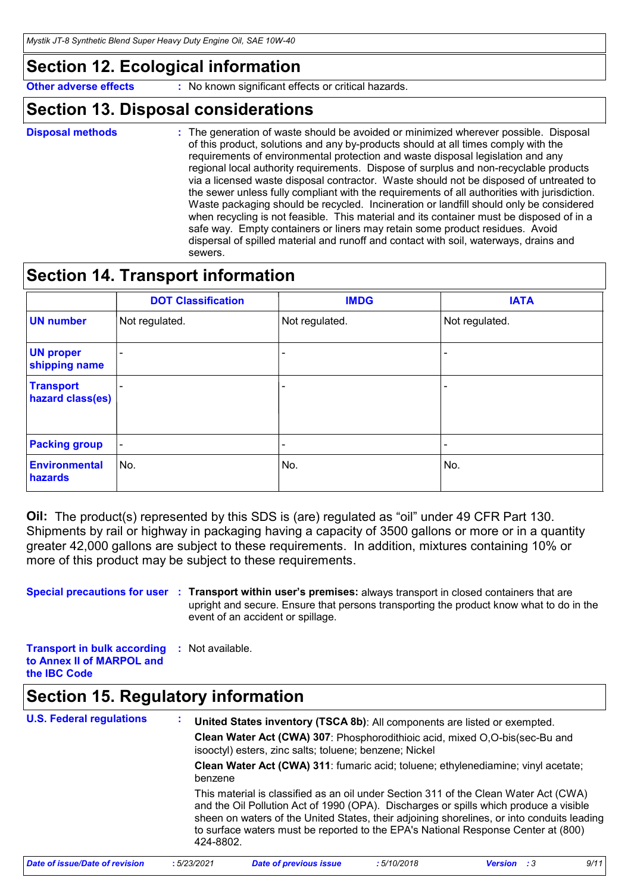## Section 12. Ecological information

**Other adverse effects** : No known significant effects or critical hazards.

## Section 13. Disposal considerations

**Disposal methods** : The generation of waste should be avoided or minimized wherever possible. Disposal of this product, solutions and any by-products should at all times comply with the requirements of environmental protection and waste disposal legislation and any regional local authority requirements. Dispose of surplus and non-recyclable products via a licensed waste disposal contractor. Waste should not be disposed of untreated to the sewer unless fully compliant with the requirements of all authorities with jurisdiction. Waste packaging should be recycled. Incineration or landfill should only be considered when recycling is not feasible. This material and its container must be disposed of in a safe way. Empty containers or liners may retain some product residues. Avoid dispersal of spilled material and runoff and contact with soil, waterways, drains and sewers.

## Section 14. Transport information

| | DOT Classification | IMDG | IATA |
|---|---|---|---|
| **UN number** | Not regulated. | Not regulated. | Not regulated. |
| **UN proper shipping name** | - | - | - |
| **Transport hazard class(es)** | - | - | - |
| **Packing group** | - | - | - |
| **Environmental hazards** | No. | No. | No. |

**Oil:** The product(s) represented by this SDS is (are) regulated as "oil" under 49 CFR Part 130. Shipments by rail or highway in packaging having a capacity of 3500 gallons or more or in a quantity greater 42,000 gallons are subject to these requirements. In addition, mixtures containing 10% or more of this product may be subject to these requirements.

**Special precautions for user** : **Transport within user's premises:** always transport in closed containers that are upright and secure. Ensure that persons transporting the product know what to do in the event of an accident or spillage.

**Transport in bulk according to Annex II of MARPOL and the IBC Code** : Not available.

## Section 15. Regulatory information

**U.S. Federal regulations** :

**United States inventory (TSCA 8b)**: All components are listed or exempted.

**Clean Water Act (CWA) 307**: Phosphorodithioic acid, mixed O,O-bis(sec-Bu and isooctyl) esters, zinc salts; toluene; benzene; Nickel

**Clean Water Act (CWA) 311**: fumaric acid; toluene; ethylenediamine; vinyl acetate; benzene

This material is classified as an oil under Section 311 of the Clean Water Act (CWA) and the Oil Pollution Act of 1990 (OPA). Discharges or spills which produce a visible sheen on waters of the United States, their adjoining shorelines, or into conduits leading to surface waters must be reported to the EPA's National Response Center at (800) 424-8802.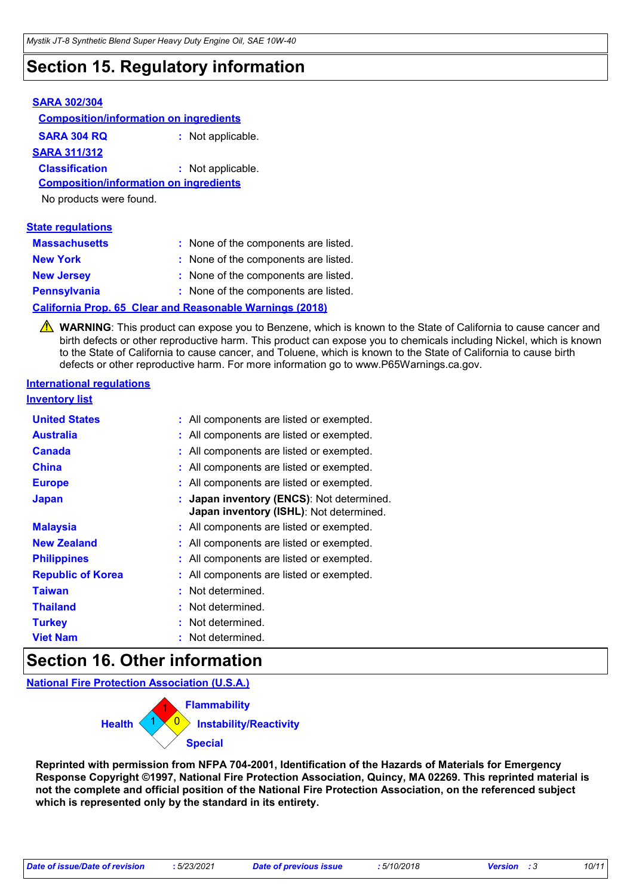# Section 15. Regulatory information

**SARA 302/304**

**Composition/information on ingredients**

**SARA 304 RQ** : Not applicable.

**SARA 311/312**

**Classification** : Not applicable.

**Composition/information on ingredients**

No products were found.

**State regulations**

| | |
|---|---|
| **Massachusetts** | : None of the components are listed. |
| **New York** | : None of the components are listed. |
| **New Jersey** | : None of the components are listed. |
| **Pennsylvania** | : None of the components are listed. |

**California Prop. 65 Clear and Reasonable Warnings (2018)**

⚠ **WARNING**: This product can expose you to Benzene, which is known to the State of California to cause cancer and birth defects or other reproductive harm. This product can expose you to chemicals including Nickel, which is known to the State of California to cause cancer, and Toluene, which is known to the State of California to cause birth defects or other reproductive harm. For more information go to www.P65Warnings.ca.gov.

**International regulations**

**Inventory list**

| | |
|---|---|
| **United States** | : All components are listed or exempted. |
| **Australia** | : All components are listed or exempted. |
| **Canada** | : All components are listed or exempted. |
| **China** | : All components are listed or exempted. |
| **Europe** | : All components are listed or exempted. |
| **Japan** | : **Japan inventory (ENCS)**: Not determined. **Japan inventory (ISHL)**: Not determined. |
| **Malaysia** | : All components are listed or exempted. |
| **New Zealand** | : All components are listed or exempted. |
| **Philippines** | : All components are listed or exempted. |
| **Republic of Korea** | : All components are listed or exempted. |
| **Taiwan** | : Not determined. |
| **Thailand** | : Not determined. |
| **Turkey** | : Not determined. |
| **Viet Nam** | : Not determined. |

# Section 16. Other information

**National Fire Protection Association (U.S.A.)**

| | |
|---|---|
| Health | 1 |
| Flammability | 1 |
| Instability/Reactivity | 0 |
| Special | |

**Reprinted with permission from NFPA 704-2001, Identification of the Hazards of Materials for Emergency Response Copyright ©1997, National Fire Protection Association, Quincy, MA 02269. This reprinted material is not the complete and official position of the National Fire Protection Association, on the referenced subject which is represented only by the standard in its entirety.**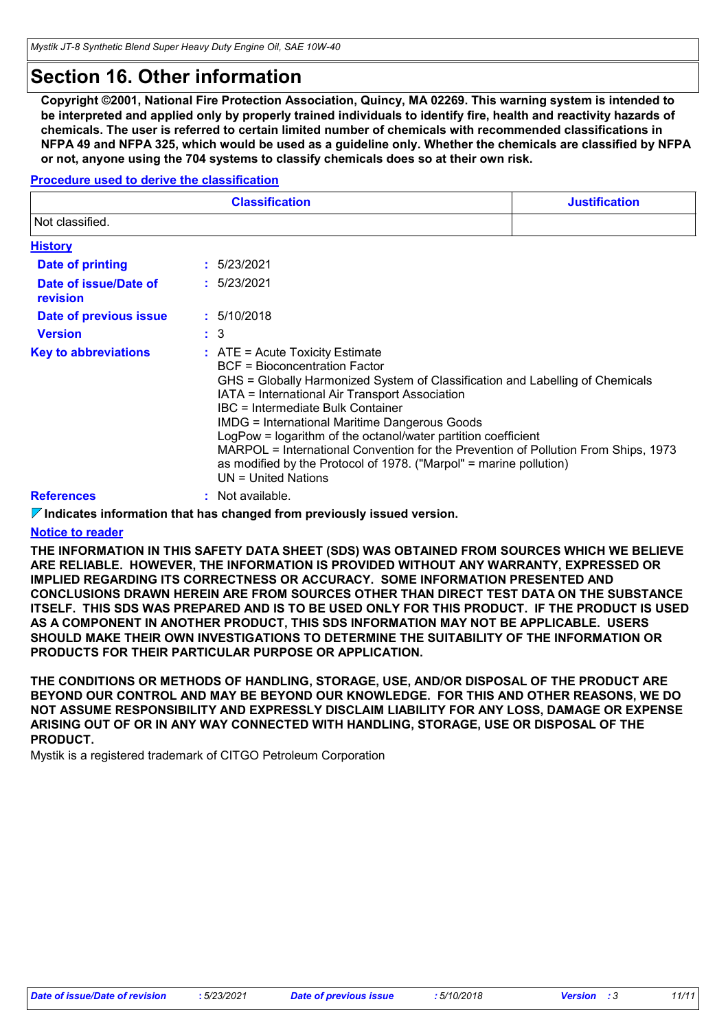# Section 16. Other information

**Copyright ©2001, National Fire Protection Association, Quincy, MA 02269. This warning system is intended to be interpreted and applied only by properly trained individuals to identify fire, health and reactivity hazards of chemicals. The user is referred to certain limited number of chemicals with recommended classifications in NFPA 49 and NFPA 325, which would be used as a guideline only. Whether the chemicals are classified by NFPA or not, anyone using the 704 systems to classify chemicals does so at their own risk.**

## Procedure used to derive the classification

| Classification | Justification |
|---|---|
| Not classified. | |

## History

**Date of printing** : 5/23/2021

**Date of issue/Date of revision** : 5/23/2021

**Date of previous issue** : 5/10/2018

**Version** : 3

**Key to abbreviations** :
ATE = Acute Toxicity Estimate
BCF = Bioconcentration Factor
GHS = Globally Harmonized System of Classification and Labelling of Chemicals
IATA = International Air Transport Association
IBC = Intermediate Bulk Container
IMDG = International Maritime Dangerous Goods
LogPow = logarithm of the octanol/water partition coefficient
MARPOL = International Convention for the Prevention of Pollution From Ships, 1973 as modified by the Protocol of 1978. ("Marpol" = marine pollution)
UN = United Nations

**References** : Not available.

**Indicates information that has changed from previously issued version.**

## Notice to reader

**THE INFORMATION IN THIS SAFETY DATA SHEET (SDS) WAS OBTAINED FROM SOURCES WHICH WE BELIEVE ARE RELIABLE. HOWEVER, THE INFORMATION IS PROVIDED WITHOUT ANY WARRANTY, EXPRESSED OR IMPLIED REGARDING ITS CORRECTNESS OR ACCURACY. SOME INFORMATION PRESENTED AND CONCLUSIONS DRAWN HEREIN ARE FROM SOURCES OTHER THAN DIRECT TEST DATA ON THE SUBSTANCE ITSELF. THIS SDS WAS PREPARED AND IS TO BE USED ONLY FOR THIS PRODUCT. IF THE PRODUCT IS USED AS A COMPONENT IN ANOTHER PRODUCT, THIS SDS INFORMATION MAY NOT BE APPLICABLE. USERS SHOULD MAKE THEIR OWN INVESTIGATIONS TO DETERMINE THE SUITABILITY OF THE INFORMATION OR PRODUCTS FOR THEIR PARTICULAR PURPOSE OR APPLICATION.**

**THE CONDITIONS OR METHODS OF HANDLING, STORAGE, USE, AND/OR DISPOSAL OF THE PRODUCT ARE BEYOND OUR CONTROL AND MAY BE BEYOND OUR KNOWLEDGE. FOR THIS AND OTHER REASONS, WE DO NOT ASSUME RESPONSIBILITY AND EXPRESSLY DISCLAIM LIABILITY FOR ANY LOSS, DAMAGE OR EXPENSE ARISING OUT OF OR IN ANY WAY CONNECTED WITH HANDLING, STORAGE, USE OR DISPOSAL OF THE PRODUCT.**

Mystik is a registered trademark of CITGO Petroleum Corporation